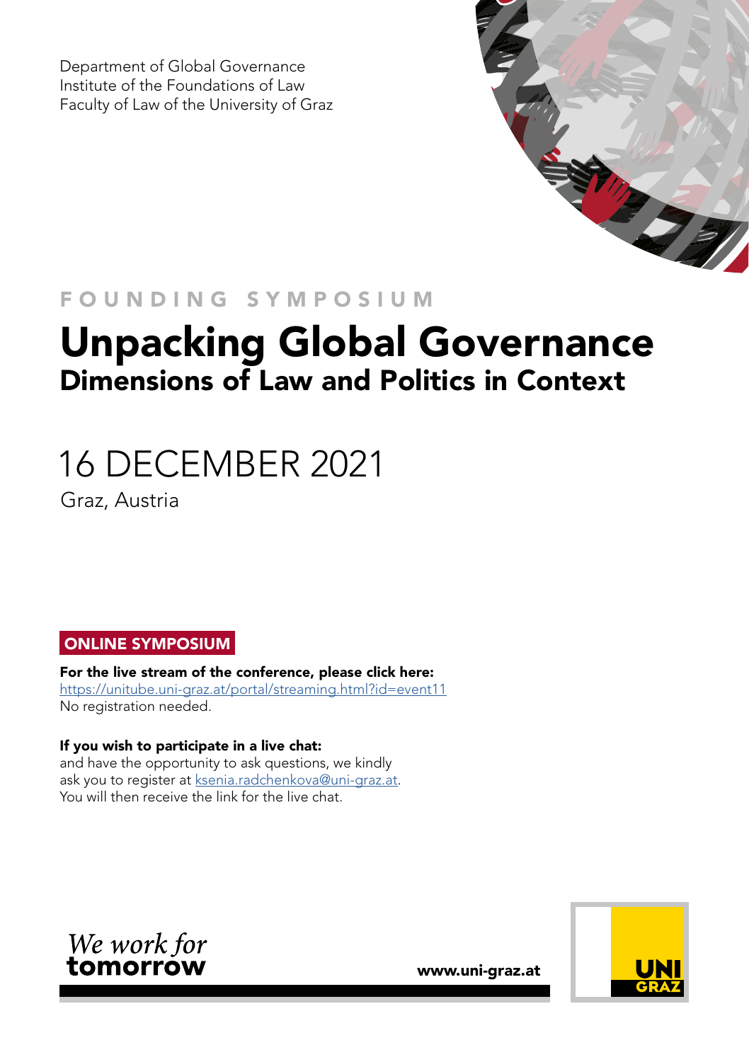Department of Global Governance
Institute of the Foundations of Law
Faculty of Law of the University of Graz

FOUNDING SYMPOSIUM

# Unpacking Global Governance

## Dimensions of Law and Politics in Context

16 DECEMBER 2021

Graz, Austria

**ONLINE SYMPOSIUM**

**For the live stream of the conference, please click here:**
https://unitube.uni-graz.at/portal/streaming.html?id=event11
No registration needed.

**If you wish to participate in a live chat:**
and have the opportunity to ask questions, we kindly ask you to register at ksenia.radchenkova@uni-graz.at.
You will then receive the link for the live chat.

*We work for* **tomorrow**

**www.uni-graz.at**

UNI GRAZ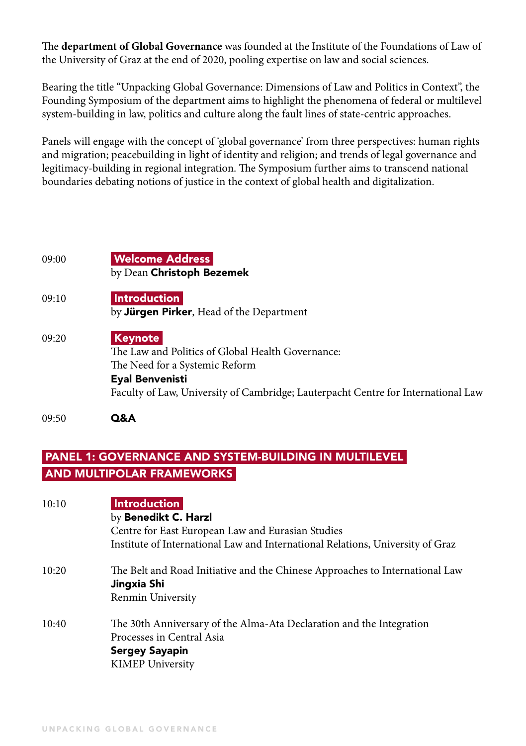The **department of Global Governance** was founded at the Institute of the Foundations of Law of the University of Graz at the end of 2020, pooling expertise on law and social sciences.

Bearing the title "Unpacking Global Governance: Dimensions of Law and Politics in Context", the Founding Symposium of the department aims to highlight the phenomena of federal or multilevel system-building in law, politics and culture along the fault lines of state-centric approaches.

Panels will engage with the concept of 'global governance' from three perspectives: human rights and migration; peacebuilding in light of identity and religion; and trends of legal governance and legitimacy-building in regional integration. The Symposium further aims to transcend national boundaries debating notions of justice in the context of global health and digitalization.

09:00 **Welcome Address**
by Dean **Christoph Bezemek**

09:10 **Introduction**
by **Jürgen Pirker**, Head of the Department

09:20 **Keynote**
The Law and Politics of Global Health Governance:
The Need for a Systemic Reform
**Eyal Benvenisti**
Faculty of Law, University of Cambridge; Lauterpacht Centre for International Law

09:50 **Q&A**

## PANEL 1: GOVERNANCE AND SYSTEM-BUILDING IN MULTILEVEL AND MULTIPOLAR FRAMEWORKS

10:10 **Introduction**
by **Benedikt C. Harzl**
Centre for East European Law and Eurasian Studies
Institute of International Law and International Relations, University of Graz

10:20 The Belt and Road Initiative and the Chinese Approaches to International Law
**Jingxia Shi**
Renmin University

10:40 The 30th Anniversary of the Alma-Ata Declaration and the Integration Processes in Central Asia
**Sergey Sayapin**
KIMEP University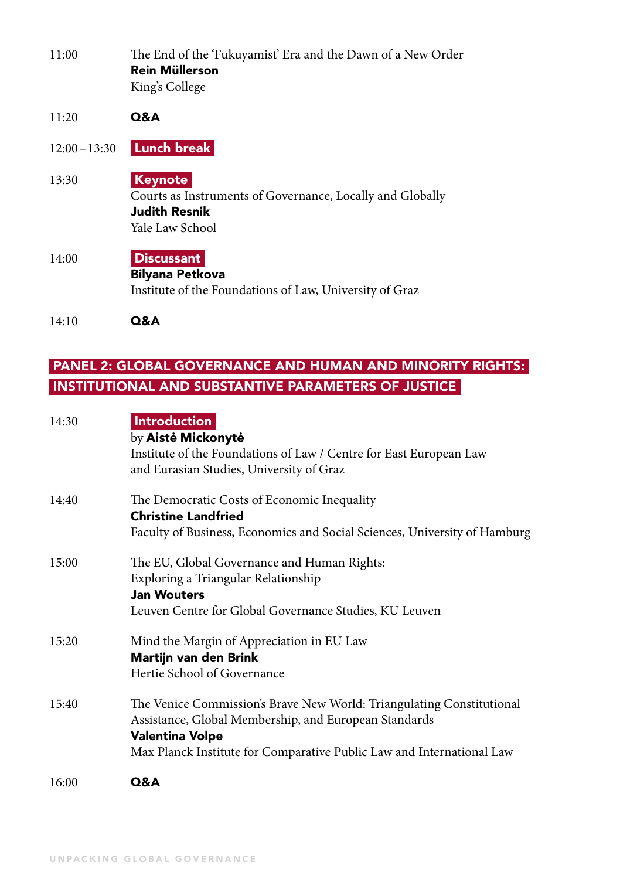11:00 The End of the 'Fukuyamist' Era and the Dawn of a New Order
**Rein Müllerson**
King's College

11:20 **Q&A**

12:00 – 13:30 **Lunch break**

13:30 **Keynote**
Courts as Instruments of Governance, Locally and Globally
**Judith Resnik**
Yale Law School

14:00 **Discussant**
**Bilyana Petkova**
Institute of the Foundations of Law, University of Graz

14:10 **Q&A**

## PANEL 2: GLOBAL GOVERNANCE AND HUMAN AND MINORITY RIGHTS: INSTITUTIONAL AND SUBSTANTIVE PARAMETERS OF JUSTICE

14:30 **Introduction**
by **Aistė Mickonytė**
Institute of the Foundations of Law / Centre for East European Law and Eurasian Studies, University of Graz

14:40 The Democratic Costs of Economic Inequality
**Christine Landfried**
Faculty of Business, Economics and Social Sciences, University of Hamburg

15:00 The EU, Global Governance and Human Rights: Exploring a Triangular Relationship
**Jan Wouters**
Leuven Centre for Global Governance Studies, KU Leuven

15:20 Mind the Margin of Appreciation in EU Law
**Martijn van den Brink**
Hertie School of Governance

15:40 The Venice Commission's Brave New World: Triangulating Constitutional Assistance, Global Membership, and European Standards
**Valentina Volpe**
Max Planck Institute for Comparative Public Law and International Law

16:00 **Q&A**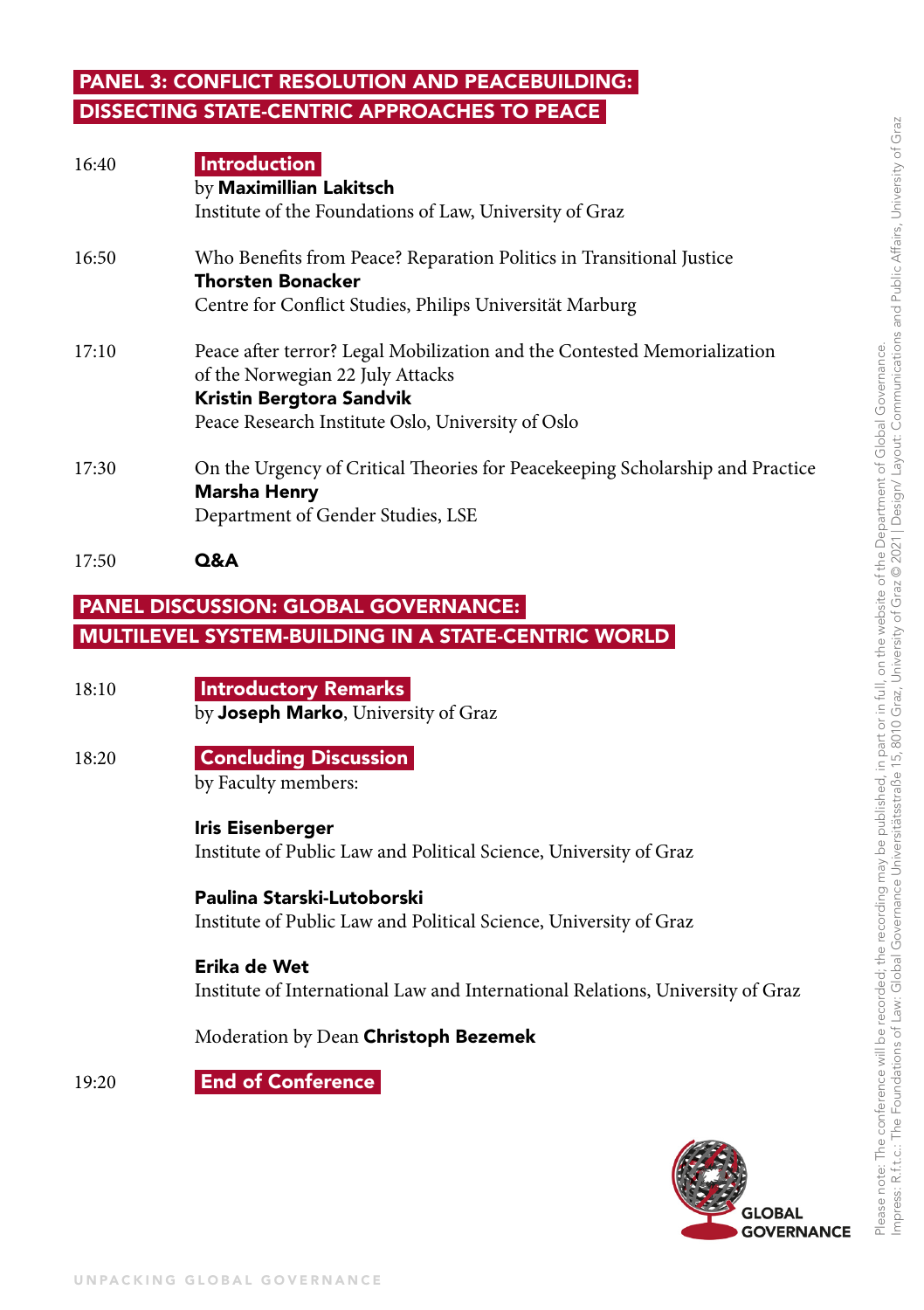## PANEL 3: CONFLICT RESOLUTION AND PEACEBUILDING: DISSECTING STATE-CENTRIC APPROACHES TO PEACE

16:40 **Introduction**
by **Maximillian Lakitsch**
Institute of the Foundations of Law, University of Graz

16:50 Who Benefits from Peace? Reparation Politics in Transitional Justice
**Thorsten Bonacker**
Centre for Conflict Studies, Philips Universität Marburg

17:10 Peace after terror? Legal Mobilization and the Contested Memorialization of the Norwegian 22 July Attacks
**Kristin Bergtora Sandvik**
Peace Research Institute Oslo, University of Oslo

17:30 On the Urgency of Critical Theories for Peacekeeping Scholarship and Practice
**Marsha Henry**
Department of Gender Studies, LSE

17:50 **Q&A**

## PANEL DISCUSSION: GLOBAL GOVERNANCE: MULTILEVEL SYSTEM-BUILDING IN A STATE-CENTRIC WORLD

18:10 **Introductory Remarks**
by **Joseph Marko**, University of Graz

18:20 **Concluding Discussion**
by Faculty members:

**Iris Eisenberger**
Institute of Public Law and Political Science, University of Graz

**Paulina Starski-Lutoborski**
Institute of Public Law and Political Science, University of Graz

**Erika de Wet**
Institute of International Law and International Relations, University of Graz

Moderation by Dean **Christoph Bezemek**

19:20 **End of Conference**

GLOBAL GOVERNANCE

Please note: The conference will be recorded; the recording may be published, in part or in full, on the website of the Department of Global Governance.
Impress: R.f.t.c.: The Foundations of Law: Global Governance Universitätsstraße 15, 8010 Graz, University of Graz © 2021 | Design/ Layout: Communications and Public Affairs, University of Graz